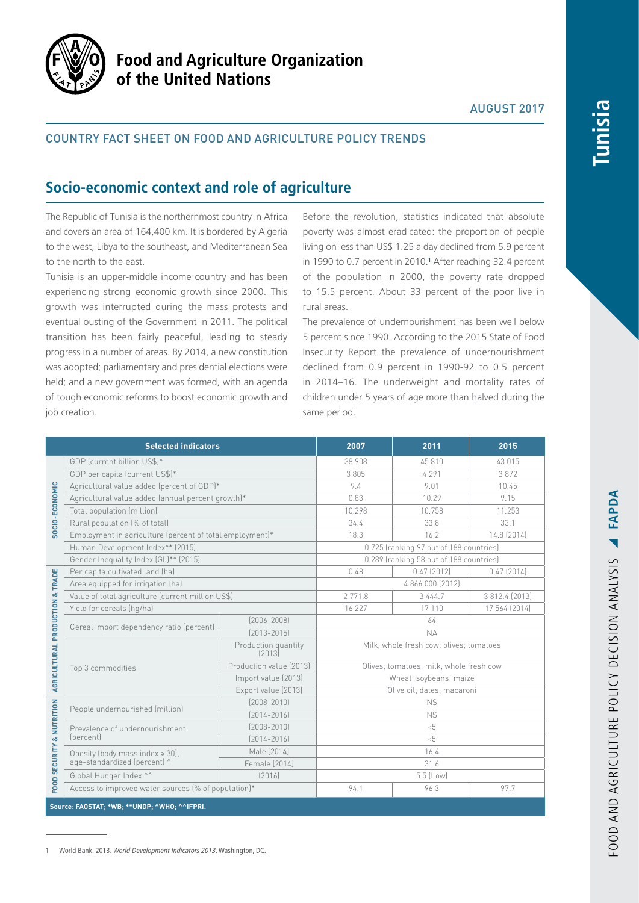Food and Agriculture Organization of the United Nations

AUGUST 2017

COUNTRY FACT SHEET ON FOOD AND AGRICULTURE POLICY TRENDS

# Tunisia

## Socio-economic context and role of agriculture

The Republic of Tunisia is the northernmost country in Africa and covers an area of 164,400 km. It is bordered by Algeria to the west, Libya to the southeast, and Mediterranean Sea to the north to the east.

Tunisia is an upper-middle income country and has been experiencing strong economic growth since 2000. This growth was interrupted during the mass protests and eventual ousting of the Government in 2011. The political transition has been fairly peaceful, leading to steady progress in a number of areas. By 2014, a new constitution was adopted; parliamentary and presidential elections were held; and a new government was formed, with an agenda of tough economic reforms to boost economic growth and job creation.

Before the revolution, statistics indicated that absolute poverty was almost eradicated: the proportion of people living on less than US$ 1.25 a day declined from 5.9 percent in 1990 to 0.7 percent in 2010.[1] After reaching 32.4 percent of the population in 2000, the poverty rate dropped to 15.5 percent. About 33 percent of the poor live in rural areas.

The prevalence of undernourishment has been well below 5 percent since 1990. According to the 2015 State of Food Insecurity Report the prevalence of undernourishment declined from 0.9 percent in 1990-92 to 0.5 percent in 2014–16. The underweight and mortality rates of children under 5 years of age more than halved during the same period.

| | Selected indicators | | 2007 | 2011 | 2015 |
|---|---|---|---|---|---|
| SOCIO-ECONOMIC | GDP (current billion US$)* | | 38 908 | 45 810 | 43 015 |
| | GDP per capita (current US$)* | | 3 805 | 4 291 | 3 872 |
| | Agricultural value added (percent of GDP)* | | 9.4 | 9.01 | 10.45 |
| | Agricultural value added (annual percent growth)* | | 0.83 | 10.29 | 9.15 |
| | Total population (million) | | 10.298 | 10.758 | 11.253 |
| | Rural population (% of total) | | 34.4 | 33.8 | 33.1 |
| | Employment in agriculture (percent of total employment)* | | 18.3 | 16.2 | 14.8 (2014) |
| | Human Development Index** (2015) | | 0.725 (ranking 97 out of 188 countries) | | |
| | Gender Inequality Index (GII)** (2015) | | 0.289 (ranking 58 out of 188 countries) | | |
| AGRICULTURAL PRODUCTION & TRADE | Per capita cultivated land (ha) | | 0.48 | 0.47 (2012) | 0.47 (2014) |
| | Area equipped for irrigation (ha) | | 4 866 000 (2012) | | |
| | Value of total agriculture (current million US$) | | 2 771.8 | 3 444.7 | 3 812.4 (2013) |
| | Yield for cereals (hg/ha) | | 16 227 | 17 110 | 17 564 (2014) |
| | Cereal import dependency ratio (percent) | (2006-2008) | 64 | | |
| | | (2013-2015) | NA | | |
| | Top 3 commodities | Production quantity (2013) | Milk, whole fresh cow; olives; tomatoes | | |
| | | Production value (2013) | Olives; tomatoes; milk, whole fresh cow | | |
| | | Import value (2013) | Wheat; soybeans; maize | | |
| | | Export value (2013) | Olive oil; dates; macaroni | | |
| FOOD SECURITY & NUTRITION | People undernourished (million) | (2008-2010) | NS | | |
| | | (2014-2016) | NS | | |
| | Prevalence of undernourishment (percent) | (2008-2010) | <5 | | |
| | | (2014-2016) | <5 | | |
| | Obesity (body mass index ≥ 30), age-standardized (percent) ^ | Male (2014) | 16.4 | | |
| | | Female (2014) | 31.6 | | |
| | Global Hunger Index ^^ | (2016) | 5.5 (Low) | | |
| | Access to improved water sources (% of population)* | | 94.1 | 96.3 | 97.7 |

**Source: FAOSTAT; *WB; **UNDP; ^WHO; ^^IFPRI.**

1 World Bank. 2013. *World Development Indicators 2013*. Washington, DC.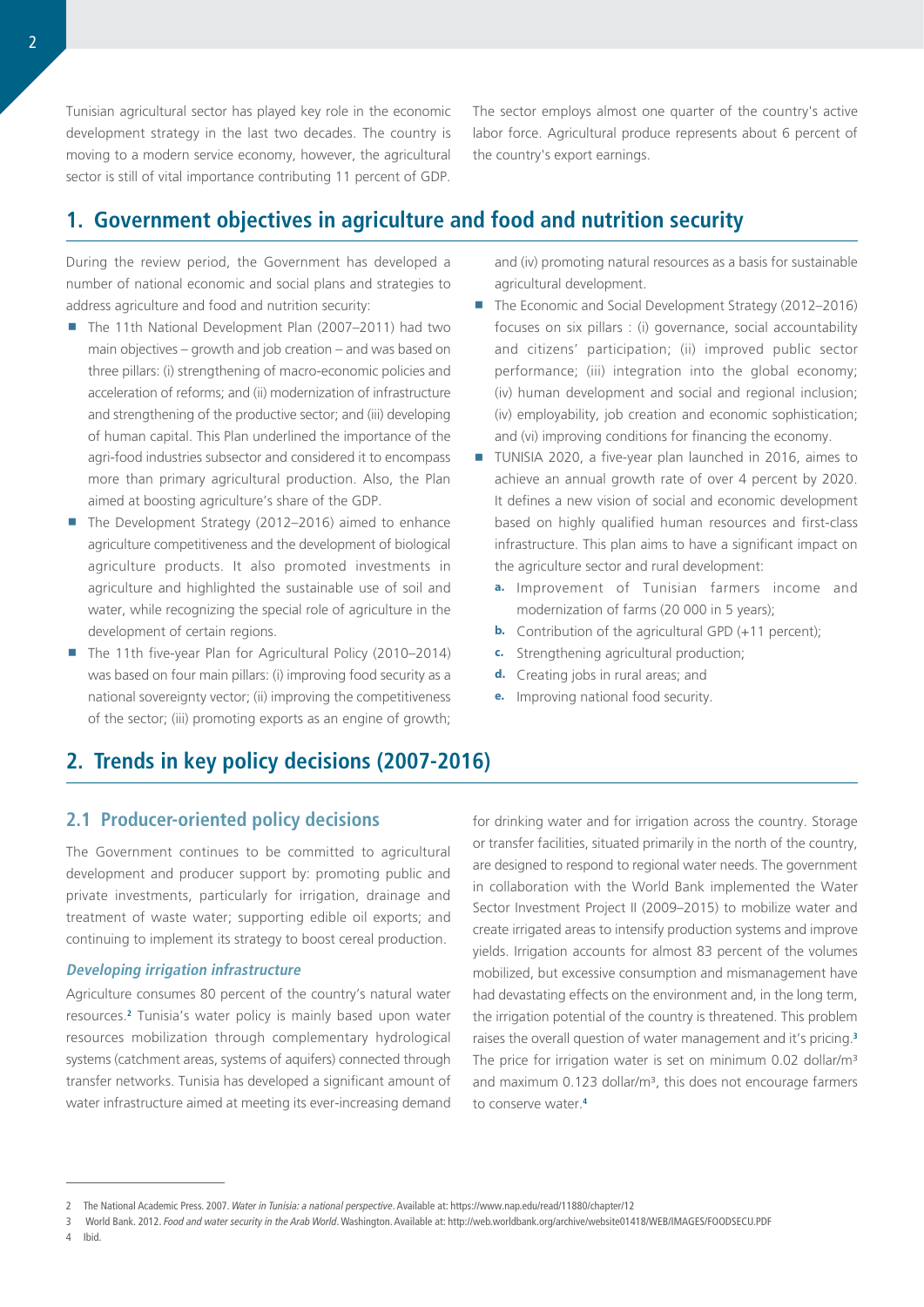Tunisian agricultural sector has played key role in the economic development strategy in the last two decades. The country is moving to a modern service economy, however, the agricultural sector is still of vital importance contributing 11 percent of GDP. The sector employs almost one quarter of the country's active labor force. Agricultural produce represents about 6 percent of the country's export earnings.

## 1. Government objectives in agriculture and food and nutrition security

During the review period, the Government has developed a number of national economic and social plans and strategies to address agriculture and food and nutrition security:

- The 11th National Development Plan (2007–2011) had two main objectives – growth and job creation – and was based on three pillars: (i) strengthening of macro-economic policies and acceleration of reforms; and (ii) modernization of infrastructure and strengthening of the productive sector; and (iii) developing of human capital. This Plan underlined the importance of the agri-food industries subsector and considered it to encompass more than primary agricultural production. Also, the Plan aimed at boosting agriculture's share of the GDP.
- The Development Strategy (2012–2016) aimed to enhance agriculture competitiveness and the development of biological agriculture products. It also promoted investments in agriculture and highlighted the sustainable use of soil and water, while recognizing the special role of agriculture in the development of certain regions.
- The 11th five-year Plan for Agricultural Policy (2010–2014) was based on four main pillars: (i) improving food security as a national sovereignty vector; (ii) improving the competitiveness of the sector; (iii) promoting exports as an engine of growth; and (iv) promoting natural resources as a basis for sustainable agricultural development.
- The Economic and Social Development Strategy (2012–2016) focuses on six pillars : (i) governance, social accountability and citizens' participation; (ii) improved public sector performance; (iii) integration into the global economy; (iv) human development and social and regional inclusion; (iv) employability, job creation and economic sophistication; and (vi) improving conditions for financing the economy.
- TUNISIA 2020, a five-year plan launched in 2016, aimes to achieve an annual growth rate of over 4 percent by 2020. It defines a new vision of social and economic development based on highly qualified human resources and first-class infrastructure. This plan aims to have a significant impact on the agriculture sector and rural development:
  a. Improvement of Tunisian farmers income and modernization of farms (20 000 in 5 years);
  b. Contribution of the agricultural GPD (+11 percent);
  c. Strengthening agricultural production;
  d. Creating jobs in rural areas; and
  e. Improving national food security.

## 2. Trends in key policy decisions (2007-2016)

### 2.1 Producer-oriented policy decisions

The Government continues to be committed to agricultural development and producer support by: promoting public and private investments, particularly for irrigation, drainage and treatment of waste water; supporting edible oil exports; and continuing to implement its strategy to boost cereal production.

#### *Developing irrigation infrastructure*

Agriculture consumes 80 percent of the country's natural water resources.[2] Tunisia's water policy is mainly based upon water resources mobilization through complementary hydrological systems (catchment areas, systems of aquifers) connected through transfer networks. Tunisia has developed a significant amount of water infrastructure aimed at meeting its ever-increasing demand for drinking water and for irrigation across the country. Storage or transfer facilities, situated primarily in the north of the country, are designed to respond to regional water needs. The government in collaboration with the World Bank implemented the Water Sector Investment Project II (2009–2015) to mobilize water and create irrigated areas to intensify production systems and improve yields. Irrigation accounts for almost 83 percent of the volumes mobilized, but excessive consumption and mismanagement have had devastating effects on the environment and, in the long term, the irrigation potential of the country is threatened. This problem raises the overall question of water management and it's pricing.[3] The price for irrigation water is set on minimum 0.02 dollar/m³ and maximum 0.123 dollar/m³, this does not encourage farmers to conserve water.[4]

---

2 The National Academic Press. 2007. *Water in Tunisia: a national perspective*. Available at: https://www.nap.edu/read/11880/chapter/12

3 World Bank. 2012. *Food and water security in the Arab World*. Washington. Available at: http://web.worldbank.org/archive/website01418/WEB/IMAGES/FOODSECU.PDF

4 Ibid.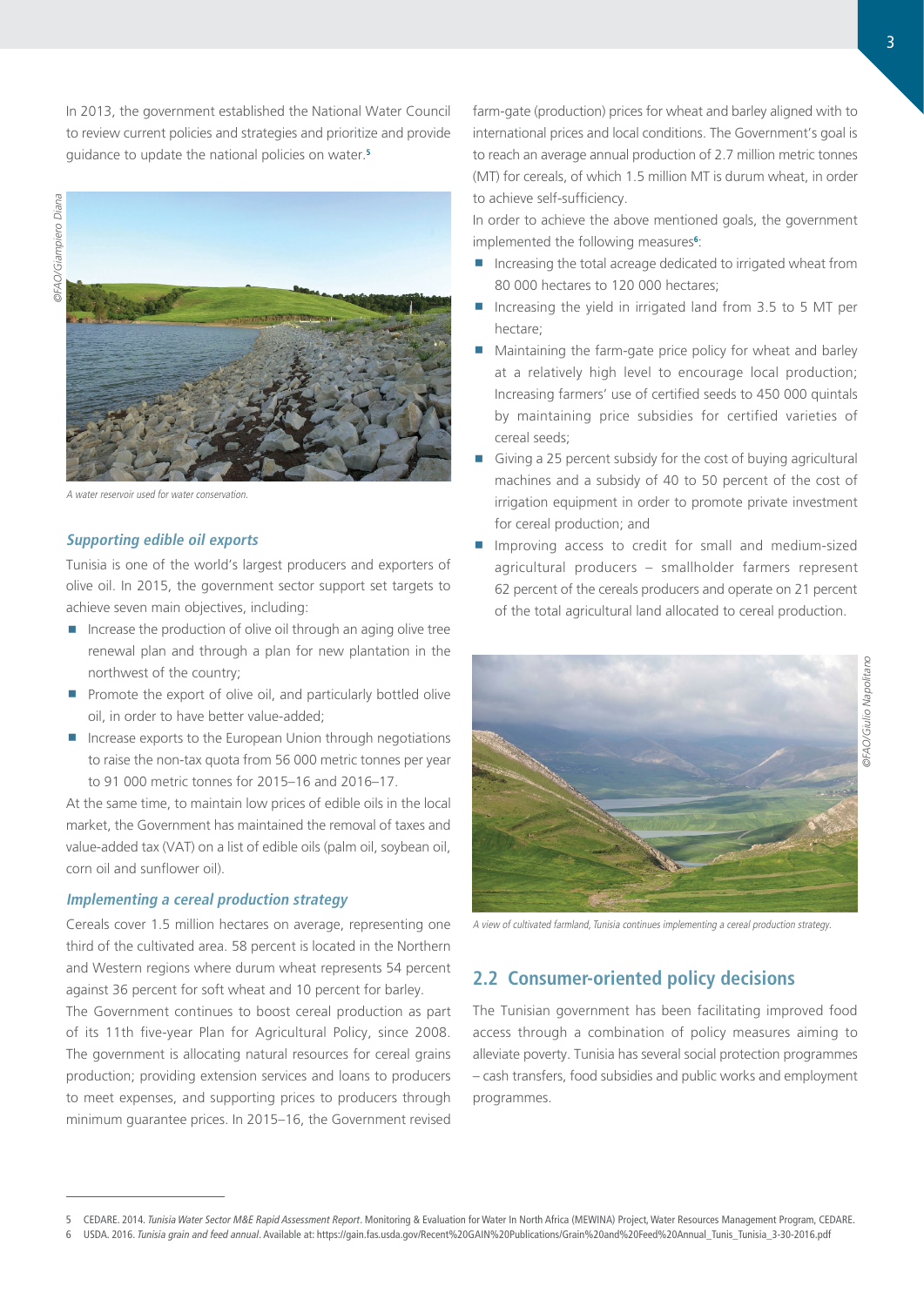In 2013, the government established the National Water Council to review current policies and strategies and prioritize and provide guidance to update the national policies on water.[5]

A water reservoir used for water conservation.

### *Supporting edible oil exports*

Tunisia is one of the world's largest producers and exporters of olive oil. In 2015, the government sector support set targets to achieve seven main objectives, including:

- Increase the production of olive oil through an aging olive tree renewal plan and through a plan for new plantation in the northwest of the country;
- Promote the export of olive oil, and particularly bottled olive oil, in order to have better value-added;
- Increase exports to the European Union through negotiations to raise the non-tax quota from 56 000 metric tonnes per year to 91 000 metric tonnes for 2015–16 and 2016–17.

At the same time, to maintain low prices of edible oils in the local market, the Government has maintained the removal of taxes and value-added tax (VAT) on a list of edible oils (palm oil, soybean oil, corn oil and sunflower oil).

### *Implementing a cereal production strategy*

Cereals cover 1.5 million hectares on average, representing one third of the cultivated area. 58 percent is located in the Northern and Western regions where durum wheat represents 54 percent against 36 percent for soft wheat and 10 percent for barley.

The Government continues to boost cereal production as part of its 11th five-year Plan for Agricultural Policy, since 2008. The government is allocating natural resources for cereal grains production; providing extension services and loans to producers to meet expenses, and supporting prices to producers through minimum guarantee prices. In 2015–16, the Government revised farm-gate (production) prices for wheat and barley aligned with to international prices and local conditions. The Government's goal is to reach an average annual production of 2.7 million metric tonnes (MT) for cereals, of which 1.5 million MT is durum wheat, in order to achieve self-sufficiency.

In order to achieve the above mentioned goals, the government implemented the following measures[6]:

- Increasing the total acreage dedicated to irrigated wheat from 80 000 hectares to 120 000 hectares;
- Increasing the yield in irrigated land from 3.5 to 5 MT per hectare;
- Maintaining the farm-gate price policy for wheat and barley at a relatively high level to encourage local production; Increasing farmers' use of certified seeds to 450 000 quintals by maintaining price subsidies for certified varieties of cereal seeds;
- Giving a 25 percent subsidy for the cost of buying agricultural machines and a subsidy of 40 to 50 percent of the cost of irrigation equipment in order to promote private investment for cereal production; and
- Improving access to credit for small and medium-sized agricultural producers – smallholder farmers represent 62 percent of the cereals producers and operate on 21 percent of the total agricultural land allocated to cereal production.

A view of cultivated farmland, Tunisia continues implementing a cereal production strategy.

## 2.2 Consumer-oriented policy decisions

The Tunisian government has been facilitating improved food access through a combination of policy measures aiming to alleviate poverty. Tunisia has several social protection programmes – cash transfers, food subsidies and public works and employment programmes.

---

5 CEDARE. 2014. *Tunisia Water Sector M&E Rapid Assessment Report*. Monitoring & Evaluation for Water In North Africa (MEWINA) Project, Water Resources Management Program, CEDARE.

6 USDA. 2016. *Tunisia grain and feed annual*. Available at: https://gain.fas.usda.gov/Recent%20GAIN%20Publications/Grain%20and%20Feed%20Annual_Tunis_Tunisia_3-30-2016.pdf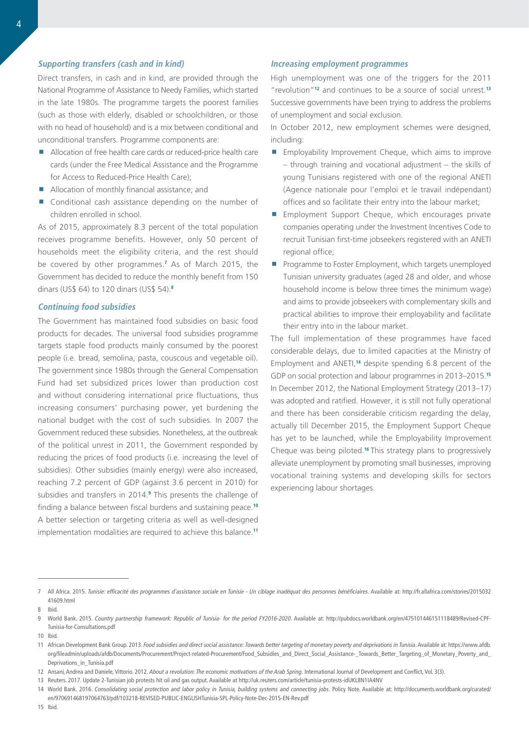### *Supporting transfers (cash and in kind)*

Direct transfers, in cash and in kind, are provided through the National Programme of Assistance to Needy Families, which started in the late 1980s. The programme targets the poorest families (such as those with elderly, disabled or schoolchildren, or those with no head of household) and is a mix between conditional and unconditional transfers. Programme components are:

- Allocation of free health care cards or reduced-price health care cards (under the Free Medical Assistance and the Programme for Access to Reduced-Price Health Care);
- Allocation of monthly financial assistance; and
- Conditional cash assistance depending on the number of children enrolled in school.

As of 2015, approximately 8.3 percent of the total population receives programme benefits. However, only 50 percent of households meet the eligibility criteria, and the rest should be covered by other programmes.[7] As of March 2015, the Government has decided to reduce the monthly benefit from 150 dinars (US$ 64) to 120 dinars (US$ 54).[8]

### *Continuing food subsidies*

The Government has maintained food subsidies on basic food products for decades. The universal food subsidies programme targets staple food products mainly consumed by the poorest people (i.e. bread, semolina, pasta, couscous and vegetable oil). The government since 1980s through the General Compensation Fund had set subsidized prices lower than production cost and without considering international price fluctuations, thus increasing consumers' purchasing power, yet burdening the national budget with the cost of such subsidies. In 2007 the Government reduced these subsidies. Nonetheless, at the outbreak of the political unrest in 2011, the Government responded by reducing the prices of food products (i.e. increasing the level of subsidies). Other subsidies (mainly energy) were also increased, reaching 7.2 percent of GDP (against 3.6 percent in 2010) for subsidies and transfers in 2014.[9] This presents the challenge of finding a balance between fiscal burdens and sustaining peace.[10] A better selection or targeting criteria as well as well-designed implementation modalities are required to achieve this balance.[11]

### *Increasing employment programmes*

High unemployment was one of the triggers for the 2011 "revolution"[12] and continues to be a source of social unrest.[13] Successive governments have been trying to address the problems of unemployment and social exclusion.

In October 2012, new employment schemes were designed, including:

- Employability Improvement Cheque, which aims to improve – through training and vocational adjustment – the skills of young Tunisians registered with one of the regional ANETI (Agence nationale pour l'emploi et le travail indépendant) offices and so facilitate their entry into the labour market;
- Employment Support Cheque, which encourages private companies operating under the Investment Incentives Code to recruit Tunisian first-time jobseekers registered with an ANETI regional office;
- Programme to Foster Employment, which targets unemployed Tunisian university graduates (aged 28 and older, and whose household income is below three times the minimum wage) and aims to provide jobseekers with complementary skills and practical abilities to improve their employability and facilitate their entry into in the labour market.

The full implementation of these programmes have faced considerable delays, due to limited capacities at the Ministry of Employment and ANETI,[14] despite spending 6.8 percent of the GDP on social protection and labour programmes in 2013–2015.[15] In December 2012, the National Employment Strategy (2013–17) was adopted and ratified. However, it is still not fully operational and there has been considerable criticism regarding the delay, actually till December 2015, the Employment Support Cheque has yet to be launched, while the Employability Improvement Cheque was being piloted.[16] This strategy plans to progressively alleviate unemployment by promoting small businesses, improving vocational training systems and developing skills for sectors experiencing labour shortages.

---

7 All Africa. 2015. *Tunisie: efficacité des programmes d'assistance sociale en Tunisie - Un ciblage inadéquat des personnes bénéficiaires*. Available at: http://fr.allafrica.com/stories/201503241609.html

8 Ibid.

9 World Bank. 2015. *Country partnership framework: Republic of Tunisia- for the period FY2016-2020*. Available at: http://pubdocs.worldbank.org/en/475101446151118489/Revised-CPF-Tunisia-for-Consultations.pdf

10 Ibid.

11 African Development Bank Group. 2013. *Food subsidies and direct social assistance: Towards better targeting of monetary poverty and deprivations in Tunisia*. Available at: https://www.afdb.org/fileadmin/uploads/afdb/Documents/Procurement/Project-related-Procurement/Food_Subsidies_and_Direct_Social_Assistance-_Towards_Better_Targeting_of_Monetary_Poverty_and_Deprivations_in_Tunisia.pdf

12 Ansani, Andrea and Daniele, Vittorio. 2012. *About a revolution: The economic motivations of the Arab Spring*. International Journal of Development and Conflict, Vol. 3(3).

13 Reuters. 2017. Update 2-Tunisian job protests hit oil and gas output. Available at http://uk.reuters.com/article/tunisia-protests-idUKL8N1IA4NV

14 World Bank. 2016. *Consolidating social protection and labor policy in Tunisia, building systems and connecting jobs*. Policy Note. Available at: http://documents.worldbank.org/curated/en/970691468197064763/pdf/103218-REVISED-PUBLIC-ENGLISHTunisia-SPL-Policy-Note-Dec-2015-EN-Rev.pdf

15 Ibid.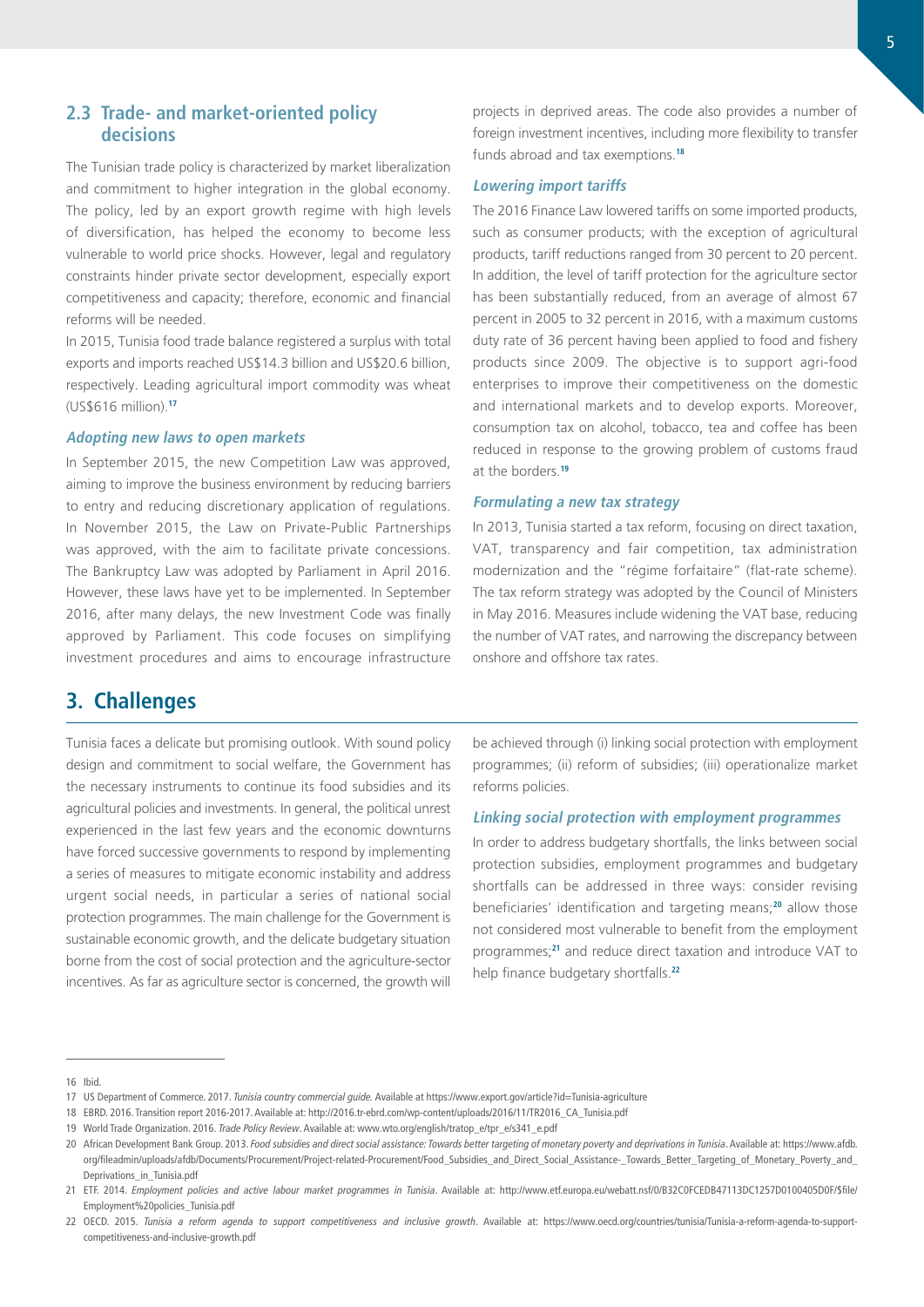## 2.3 Trade- and market-oriented policy decisions

The Tunisian trade policy is characterized by market liberalization and commitment to higher integration in the global economy. The policy, led by an export growth regime with high levels of diversification, has helped the economy to become less vulnerable to world price shocks. However, legal and regulatory constraints hinder private sector development, especially export competitiveness and capacity; therefore, economic and financial reforms will be needed.

In 2015, Tunisia food trade balance registered a surplus with total exports and imports reached US$14.3 billion and US$20.6 billion, respectively. Leading agricultural import commodity was wheat (US$616 million).[17]

### *Adopting new laws to open markets*

In September 2015, the new Competition Law was approved, aiming to improve the business environment by reducing barriers to entry and reducing discretionary application of regulations. In November 2015, the Law on Private-Public Partnerships was approved, with the aim to facilitate private concessions. The Bankruptcy Law was adopted by Parliament in April 2016. However, these laws have yet to be implemented. In September 2016, after many delays, the new Investment Code was finally approved by Parliament. This code focuses on simplifying investment procedures and aims to encourage infrastructure projects in deprived areas. The code also provides a number of foreign investment incentives, including more flexibility to transfer funds abroad and tax exemptions.[18]

### *Lowering import tariffs*

The 2016 Finance Law lowered tariffs on some imported products, such as consumer products; with the exception of agricultural products, tariff reductions ranged from 30 percent to 20 percent. In addition, the level of tariff protection for the agriculture sector has been substantially reduced, from an average of almost 67 percent in 2005 to 32 percent in 2016, with a maximum customs duty rate of 36 percent having been applied to food and fishery products since 2009. The objective is to support agri-food enterprises to improve their competitiveness on the domestic and international markets and to develop exports. Moreover, consumption tax on alcohol, tobacco, tea and coffee has been reduced in response to the growing problem of customs fraud at the borders.[19]

### *Formulating a new tax strategy*

In 2013, Tunisia started a tax reform, focusing on direct taxation, VAT, transparency and fair competition, tax administration modernization and the "régime forfaitaire" (flat-rate scheme). The tax reform strategy was adopted by the Council of Ministers in May 2016. Measures include widening the VAT base, reducing the number of VAT rates, and narrowing the discrepancy between onshore and offshore tax rates.

# 3. Challenges

Tunisia faces a delicate but promising outlook. With sound policy design and commitment to social welfare, the Government has the necessary instruments to continue its food subsidies and its agricultural policies and investments. In general, the political unrest experienced in the last few years and the economic downturns have forced successive governments to respond by implementing a series of measures to mitigate economic instability and address urgent social needs, in particular a series of national social protection programmes. The main challenge for the Government is sustainable economic growth, and the delicate budgetary situation borne from the cost of social protection and the agriculture-sector incentives. As far as agriculture sector is concerned, the growth will be achieved through (i) linking social protection with employment programmes; (ii) reform of subsidies; (iii) operationalize market reforms policies.

### *Linking social protection with employment programmes*

In order to address budgetary shortfalls, the links between social protection subsidies, employment programmes and budgetary shortfalls can be addressed in three ways: consider revising beneficiaries' identification and targeting means;[20] allow those not considered most vulnerable to benefit from the employment programmes;[21] and reduce direct taxation and introduce VAT to help finance budgetary shortfalls.[22]

---

16 Ibid.

17 US Department of Commerce. 2017. *Tunisia country commercial guide.* Available at https://www.export.gov/article?id=Tunisia-agriculture

18 EBRD. 2016. Transition report 2016-2017. Available at: http://2016.tr-ebrd.com/wp-content/uploads/2016/11/TR2016_CA_Tunisia.pdf

19 World Trade Organization. 2016. *Trade Policy Review*. Available at: www.wto.org/english/tratop_e/tpr_e/s341_e.pdf

20 African Development Bank Group. 2013. *Food subsidies and direct social assistance: Towards better targeting of monetary poverty and deprivations in Tunisia*. Available at: https://www.afdb.org/fileadmin/uploads/afdb/Documents/Procurement/Project-related-Procurement/Food_Subsidies_and_Direct_Social_Assistance-_Towards_Better_Targeting_of_Monetary_Poverty_and_Deprivations_in_Tunisia.pdf

21 ETF. 2014. *Employment policies and active labour market programmes in Tunisia*. Available at: http://www.etf.europa.eu/webatt.nsf/0/B32C0FCEDB47113DC1257D0100405D0F/$file/Employment%20policies_Tunisia.pdf

22 OECD. 2015. *Tunisia a reform agenda to support competitiveness and inclusive growth*. Available at: https://www.oecd.org/countries/tunisia/Tunisia-a-reform-agenda-to-support-competitiveness-and-inclusive-growth.pdf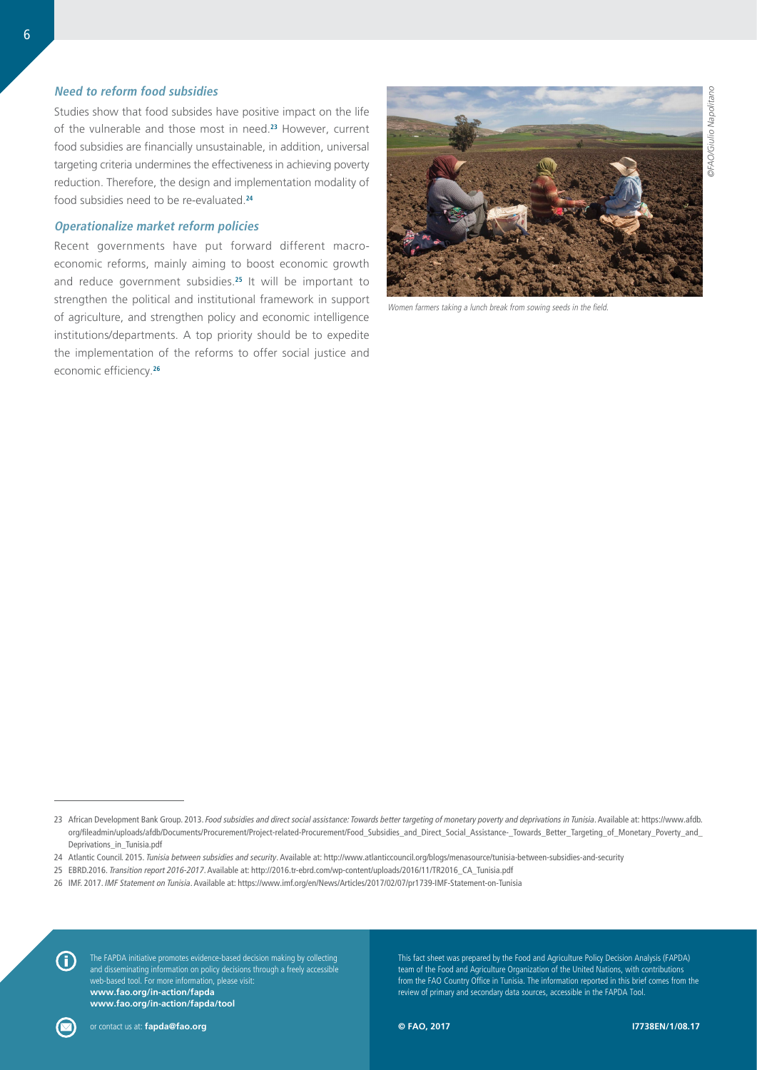### *Need to reform food subsidies*

Studies show that food subsides have positive impact on the life of the vulnerable and those most in need.[23] However, current food subsidies are financially unsustainable, in addition, universal targeting criteria undermines the effectiveness in achieving poverty reduction. Therefore, the design and implementation modality of food subsidies need to be re-evaluated.[24]

### *Operationalize market reform policies*

Recent governments have put forward different macro-economic reforms, mainly aiming to boost economic growth and reduce government subsidies.[25] It will be important to strengthen the political and institutional framework in support of agriculture, and strengthen policy and economic intelligence institutions/departments. A top priority should be to expedite the implementation of the reforms to offer social justice and economic efficiency.[26]

©FAO/Giulio Napolitano

*Women farmers taking a lunch break from sowing seeds in the field.*

---

23 African Development Bank Group. 2013. *Food subsidies and direct social assistance: Towards better targeting of monetary poverty and deprivations in Tunisia*. Available at: https://www.afdb.org/fileadmin/uploads/afdb/Documents/Procurement/Project-related-Procurement/Food_Subsidies_and_Direct_Social_Assistance-_Towards_Better_Targeting_of_Monetary_Poverty_and_Deprivations_in_Tunisia.pdf

24 Atlantic Council. 2015. *Tunisia between subsidies and security*. Available at: http://www.atlanticcouncil.org/blogs/menasource/tunisia-between-subsidies-and-security

25 EBRD.2016. *Transition report 2016-2017*. Available at: http://2016.tr-ebrd.com/wp-content/uploads/2016/11/TR2016_CA_Tunisia.pdf

26 IMF. 2017. *IMF Statement on Tunisia*. Available at: https://www.imf.org/en/News/Articles/2017/02/07/pr1739-IMF-Statement-on-Tunisia

---

The FAPDA initiative promotes evidence-based decision making by collecting and disseminating information on policy decisions through a freely accessible web-based tool. For more information, please visit:
**www.fao.org/in-action/fapda**
**www.fao.org/in-action/fapda/tool**

or contact us at: **fapda@fao.org**

This fact sheet was prepared by the Food and Agriculture Policy Decision Analysis (FAPDA) team of the Food and Agriculture Organization of the United Nations, with contributions from the FAO Country Office in Tunisia. The information reported in this brief comes from the review of primary and secondary data sources, accessible in the FAPDA Tool.

**© FAO, 2017**

**I7738EN/1/08.17**